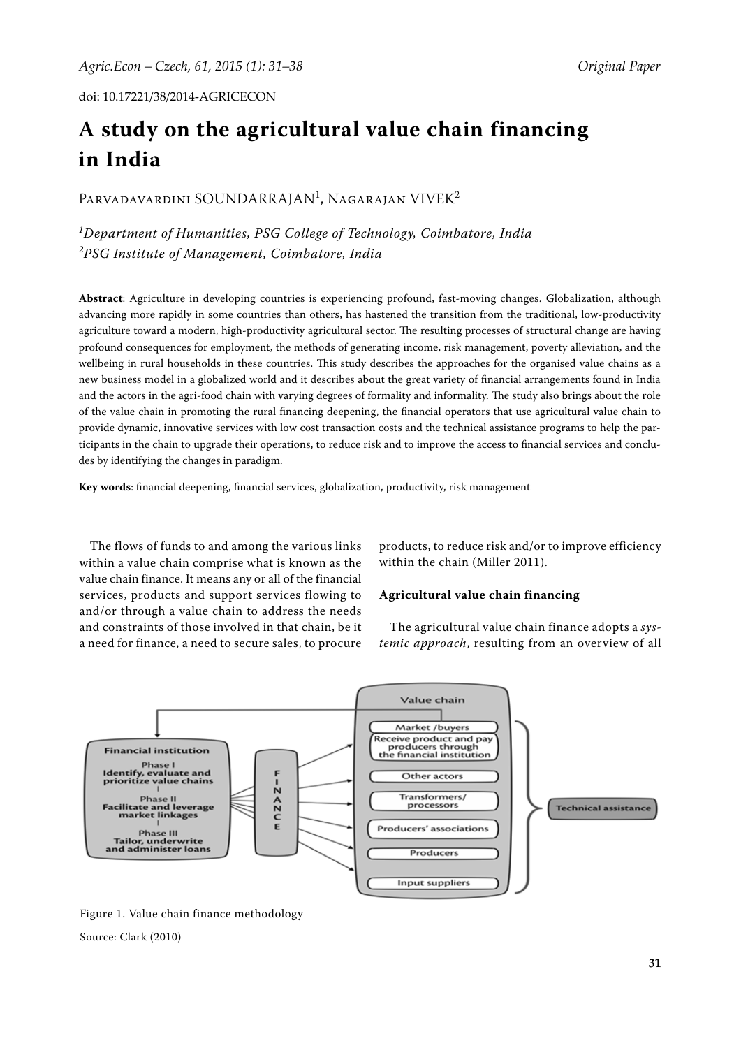doi: 10.17221/38/2014-AGRICECON

# A study on the agricultural value chain financing in India

Parvadavardini SOUNDARRAJAN[1], Nagarajan VIVEK[2]

*[1]Department of Humanities, PSG College of Technology, Coimbatore, India*
*[2]PSG Institute of Management, Coimbatore, India*

**Abstract**: Agriculture in developing countries is experiencing profound, fast-moving changes. Globalization, although advancing more rapidly in some countries than others, has hastened the transition from the traditional, low-productivity agriculture toward a modern, high-productivity agricultural sector. The resulting processes of structural change are having profound consequences for employment, the methods of generating income, risk management, poverty alleviation, and the wellbeing in rural households in these countries. This study describes the approaches for the organised value chains as a new business model in a globalized world and it describes about the great variety of financial arrangements found in India and the actors in the agri-food chain with varying degrees of formality and informality. The study also brings about the role of the value chain in promoting the rural financing deepening, the financial operators that use agricultural value chain to provide dynamic, innovative services with low cost transaction costs and the technical assistance programs to help the participants in the chain to upgrade their operations, to reduce risk and to improve the access to financial services and concludes by identifying the changes in paradigm.

**Key words**: financial deepening, financial services, globalization, productivity, risk management

The flows of funds to and among the various links within a value chain comprise what is known as the value chain finance. It means any or all of the financial services, products and support services flowing to and/or through a value chain to address the needs and constraints of those involved in that chain, be it a need for finance, a need to secure sales, to procure products, to reduce risk and/or to improve efficiency within the chain (Miller 2011).

**Agricultural value chain financing**

The agricultural value chain finance adopts a *systemic approach*, resulting from an overview of all

Figure 1. Value chain finance methodology

Source: Clark (2010)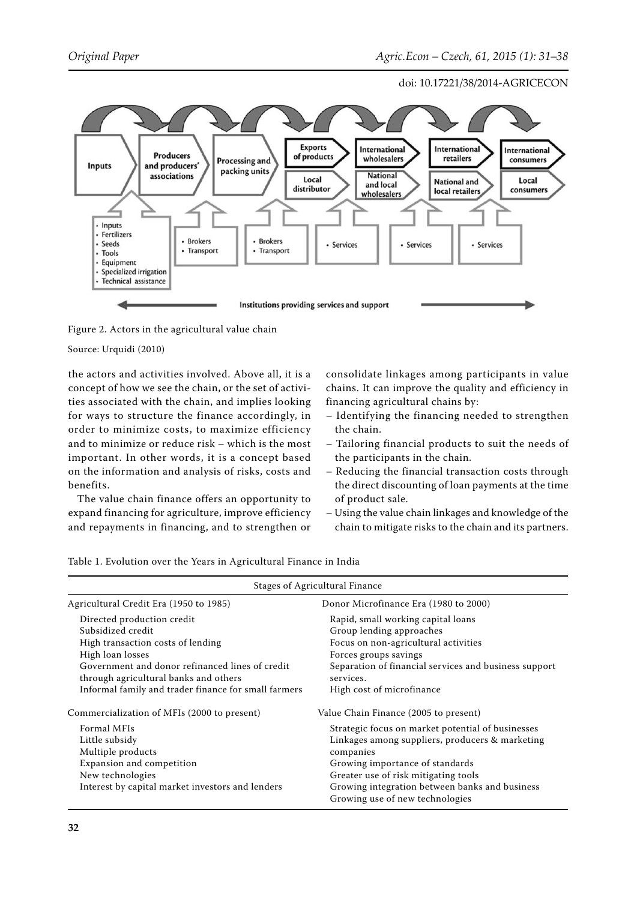Figure 2. Actors in the agricultural value chain

Source: Urquidi (2010)

the actors and activities involved. Above all, it is a concept of how we see the chain, or the set of activities associated with the chain, and implies looking for ways to structure the finance accordingly, in order to minimize costs, to maximize efficiency and to minimize or reduce risk – which is the most important. In other words, it is a concept based on the information and analysis of risks, costs and benefits.

The value chain finance offers an opportunity to expand financing for agriculture, improve efficiency and repayments in financing, and to strengthen or consolidate linkages among participants in value chains. It can improve the quality and efficiency in financing agricultural chains by:

– Identifying the financing needed to strengthen the chain.
– Tailoring financial products to suit the needs of the participants in the chain.
– Reducing the financial transaction costs through the direct discounting of loan payments at the time of product sale.
– Using the value chain linkages and knowledge of the chain to mitigate risks to the chain and its partners.

Table 1. Evolution over the Years in Agricultural Finance in India

| Stages of Agricultural Finance | |
|---|---|
| Agricultural Credit Era (1950 to 1985) | Donor Microfinance Era (1980 to 2000) |
| Directed production credit<br>Subsidized credit<br>High transaction costs of lending<br>High loan losses<br>Government and donor refinanced lines of credit through agricultural banks and others<br>Informal family and trader finance for small farmers | Rapid, small working capital loans<br>Group lending approaches<br>Focus on non-agricultural activities<br>Forces groups savings<br>Separation of financial services and business support services.<br>High cost of microfinance |
| Commercialization of MFIs (2000 to present) | Value Chain Finance (2005 to present) |
| Formal MFIs<br>Little subsidy<br>Multiple products<br>Expansion and competition<br>New technologies<br>Interest by capital market investors and lenders | Strategic focus on market potential of businesses<br>Linkages among suppliers, producers & marketing companies<br>Growing importance of standards<br>Greater use of risk mitigating tools<br>Growing integration between banks and business<br>Growing use of new technologies |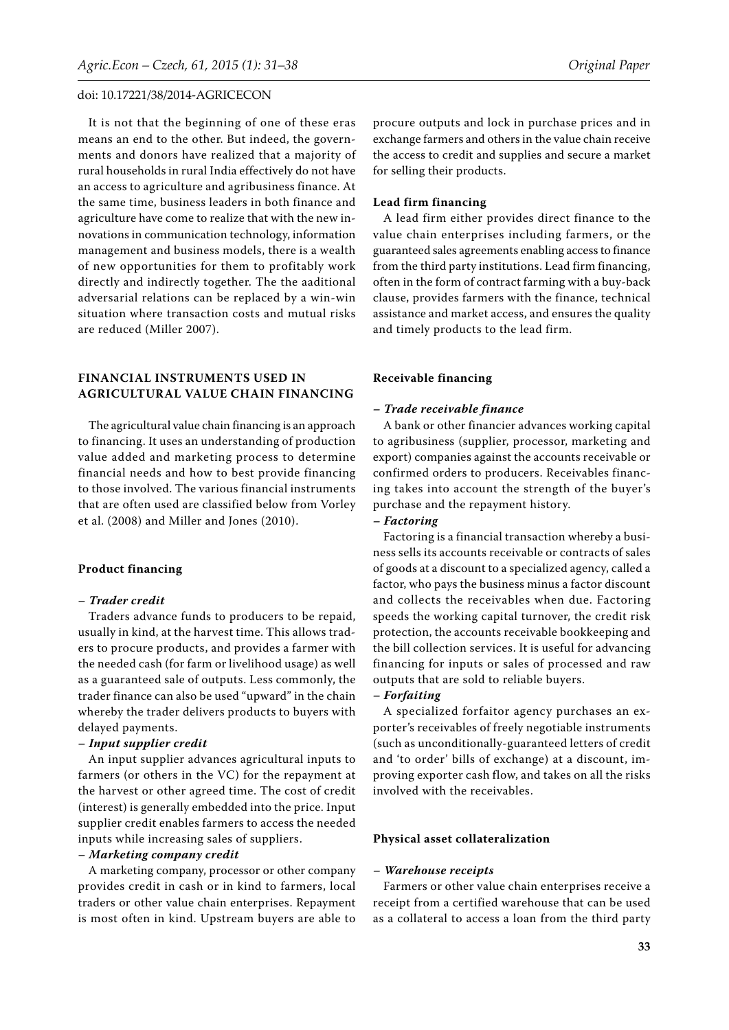It is not that the beginning of one of these eras means an end to the other. But indeed, the governments and donors have realized that a majority of rural households in rural India effectively do not have an access to agriculture and agribusiness finance. At the same time, business leaders in both finance and agriculture have come to realize that with the new innovations in communication technology, information management and business models, there is a wealth of new opportunities for them to profitably work directly and indirectly together. The the aaditional adversarial relations can be replaced by a win-win situation where transaction costs and mutual risks are reduced (Miller 2007).

## FINANCIAL INSTRUMENTS USED IN AGRICULTURAL VALUE CHAIN FINANCING

The agricultural value chain financing is an approach to financing. It uses an understanding of production value added and marketing process to determine financial needs and how to best provide financing to those involved. The various financial instruments that are often used are classified below from Vorley et al. (2008) and Miller and Jones (2010).

### Product financing

#### – *Trader credit*

Traders advance funds to producers to be repaid, usually in kind, at the harvest time. This allows traders to procure products, and provides a farmer with the needed cash (for farm or livelihood usage) as well as a guaranteed sale of outputs. Less commonly, the trader finance can also be used "upward" in the chain whereby the trader delivers products to buyers with delayed payments.

#### – *Input supplier credit*

An input supplier advances agricultural inputs to farmers (or others in the VC) for the repayment at the harvest or other agreed time. The cost of credit (interest) is generally embedded into the price. Input supplier credit enables farmers to access the needed inputs while increasing sales of suppliers.

#### – *Marketing company credit*

A marketing company, processor or other company provides credit in cash or in kind to farmers, local traders or other value chain enterprises. Repayment is most often in kind. Upstream buyers are able to procure outputs and lock in purchase prices and in exchange farmers and others in the value chain receive the access to credit and supplies and secure a market for selling their products.

### Lead firm financing

A lead firm either provides direct finance to the value chain enterprises including farmers, or the guaranteed sales agreements enabling access to finance from the third party institutions. Lead firm financing, often in the form of contract farming with a buy-back clause, provides farmers with the finance, technical assistance and market access, and ensures the quality and timely products to the lead firm.

### Receivable financing

#### – *Trade receivable finance*

A bank or other financier advances working capital to agribusiness (supplier, processor, marketing and export) companies against the accounts receivable or confirmed orders to producers. Receivables financing takes into account the strength of the buyer's purchase and the repayment history.

#### – *Factoring*

Factoring is a financial transaction whereby a business sells its accounts receivable or contracts of sales of goods at a discount to a specialized agency, called a factor, who pays the business minus a factor discount and collects the receivables when due. Factoring speeds the working capital turnover, the credit risk protection, the accounts receivable bookkeeping and the bill collection services. It is useful for advancing financing for inputs or sales of processed and raw outputs that are sold to reliable buyers.

#### – *Forfaiting*

A specialized forfaitor agency purchases an exporter's receivables of freely negotiable instruments (such as unconditionally-guaranteed letters of credit and 'to order' bills of exchange) at a discount, improving exporter cash flow, and takes on all the risks involved with the receivables.

### Physical asset collateralization

#### – *Warehouse receipts*

Farmers or other value chain enterprises receive a receipt from a certified warehouse that can be used as a collateral to access a loan from the third party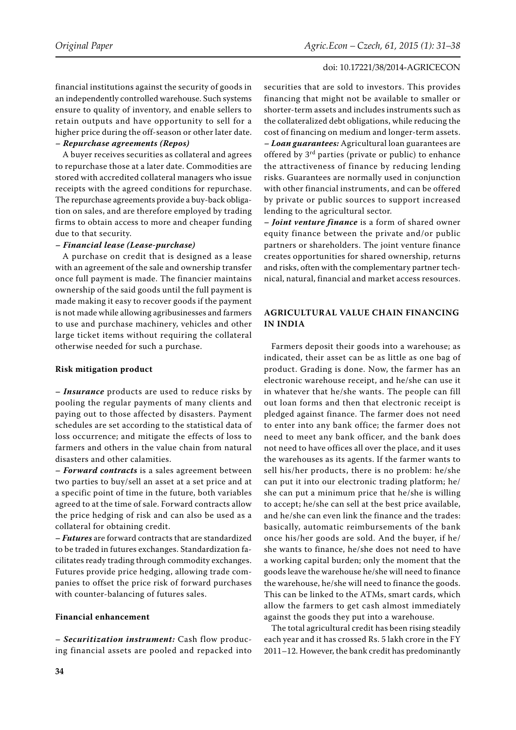financial institutions against the security of goods in an independently controlled warehouse. Such systems ensure to quality of inventory, and enable sellers to retain outputs and have opportunity to sell for a higher price during the off-season or other later date.

– ***Repurchase agreements (Repos)***

A buyer receives securities as collateral and agrees to repurchase those at a later date. Commodities are stored with accredited collateral managers who issue receipts with the agreed conditions for repurchase. The repurchase agreements provide a buy-back obligation on sales, and are therefore employed by trading firms to obtain access to more and cheaper funding due to that security.

– ***Financial lease (Lease-purchase)***

A purchase on credit that is designed as a lease with an agreement of the sale and ownership transfer once full payment is made. The financier maintains ownership of the said goods until the full payment is made making it easy to recover goods if the payment is not made while allowing agribusinesses and farmers to use and purchase machinery, vehicles and other large ticket items without requiring the collateral otherwise needed for such a purchase.

**Risk mitigation product**

– ***Insurance*** products are used to reduce risks by pooling the regular payments of many clients and paying out to those affected by disasters. Payment schedules are set according to the statistical data of loss occurrence; and mitigate the effects of loss to farmers and others in the value chain from natural disasters and other calamities.

– ***Forward contracts*** is a sales agreement between two parties to buy/sell an asset at a set price and at a specific point of time in the future, both variables agreed to at the time of sale. Forward contracts allow the price hedging of risk and can also be used as a collateral for obtaining credit.

– ***Futures*** are forward contracts that are standardized to be traded in futures exchanges. Standardization facilitates ready trading through commodity exchanges. Futures provide price hedging, allowing trade companies to offset the price risk of forward purchases with counter-balancing of futures sales.

**Financial enhancement**

– ***Securitization instrument:*** Cash flow producing financial assets are pooled and repacked into securities that are sold to investors. This provides financing that might not be available to smaller or shorter-term assets and includes instruments such as the collateralized debt obligations, while reducing the cost of financing on medium and longer-term assets.

– ***Loan guarantees:*** Agricultural loan guarantees are offered by 3rd parties (private or public) to enhance the attractiveness of finance by reducing lending risks. Guarantees are normally used in conjunction with other financial instruments, and can be offered by private or public sources to support increased lending to the agricultural sector.

– ***Joint venture finance*** is a form of shared owner equity finance between the private and/or public partners or shareholders. The joint venture finance creates opportunities for shared ownership, returns and risks, often with the complementary partner technical, natural, financial and market access resources.

## AGRICULTURAL VALUE CHAIN FINANCING IN INDIA

Farmers deposit their goods into a warehouse; as indicated, their asset can be as little as one bag of product. Grading is done. Now, the farmer has an electronic warehouse receipt, and he/she can use it in whatever that he/she wants. The people can fill out loan forms and then that electronic receipt is pledged against finance. The farmer does not need to enter into any bank office; the farmer does not need to meet any bank officer, and the bank does not need to have offices all over the place, and it uses the warehouses as its agents. If the farmer wants to sell his/her products, there is no problem: he/she can put it into our electronic trading platform; he/she can put a minimum price that he/she is willing to accept; he/she can sell at the best price available, and he/she can even link the finance and the trades: basically, automatic reimbursements of the bank once his/her goods are sold. And the buyer, if he/she wants to finance, he/she does not need to have a working capital burden; only the moment that the goods leave the warehouse he/she will need to finance the warehouse, he/she will need to finance the goods. This can be linked to the ATMs, smart cards, which allow the farmers to get cash almost immediately against the goods they put into a warehouse.

The total agricultural credit has been rising steadily each year and it has crossed Rs. 5 lakh crore in the FY 2011–12. However, the bank credit has predominantly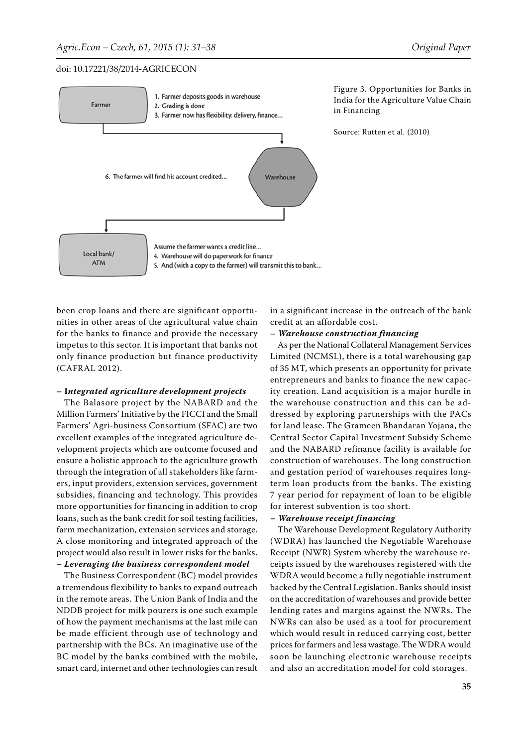Farmer

1. Farmer deposits goods in warehouse
2. Grading is done
3. Farmer now has flexibility: delivery, finance...

Warehouse

6. The farmer will find his account credited...

Local bank/ATM

Assume the farmer wants a credit line...
4. Warehouse will do paperwork for finance
5. And (with a copy to the farmer) will transmit this to bank...

Figure 3. Opportunities for Banks in India for the Agriculture Value Chain in Financing

Source: Rutten et al. (2010)

been crop loans and there are significant opportunities in other areas of the agricultural value chain for the banks to finance and provide the necessary impetus to this sector. It is important that banks not only finance production but finance productivity (CAFRAL 2012).

**– *Integrated agriculture development projects***

The Balasore project by the NABARD and the Million Farmers' Initiative by the FICCI and the Small Farmers' Agri-business Consortium (SFAC) are two excellent examples of the integrated agriculture development projects which are outcome focused and ensure a holistic approach to the agriculture growth through the integration of all stakeholders like farmers, input providers, extension services, government subsidies, financing and technology. This provides more opportunities for financing in addition to crop loans, such as the bank credit for soil testing facilities, farm mechanization, extension services and storage. A close monitoring and integrated approach of the project would also result in lower risks for the banks.

**– *Leveraging the business correspondent model***

The Business Correspondent (BC) model provides a tremendous flexibility to banks to expand outreach in the remote areas. The Union Bank of India and the NDDB project for milk pourers is one such example of how the payment mechanisms at the last mile can be made efficient through use of technology and partnership with the BCs. An imaginative use of the BC model by the banks combined with the mobile, smart card, internet and other technologies can result in a significant increase in the outreach of the bank credit at an affordable cost.

**– *Warehouse construction financing***

As per the National Collateral Management Services Limited (NCMSL), there is a total warehousing gap of 35 MT, which presents an opportunity for private entrepreneurs and banks to finance the new capacity creation. Land acquisition is a major hurdle in the warehouse construction and this can be addressed by exploring partnerships with the PACs for land lease. The Grameen Bhandaran Yojana, the Central Sector Capital Investment Subsidy Scheme and the NABARD refinance facility is available for construction of warehouses. The long construction and gestation period of warehouses requires long-term loan products from the banks. The existing 7 year period for repayment of loan to be eligible for interest subvention is too short.

**– *Warehouse receipt financing***

The Warehouse Development Regulatory Authority (WDRA) has launched the Negotiable Warehouse Receipt (NWR) System whereby the warehouse receipts issued by the warehouses registered with the WDRA would become a fully negotiable instrument backed by the Central Legislation. Banks should insist on the accreditation of warehouses and provide better lending rates and margins against the NWRs. The NWRs can also be used as a tool for procurement which would result in reduced carrying cost, better prices for farmers and less wastage. The WDRA would soon be launching electronic warehouse receipts and also an accreditation model for cold storages.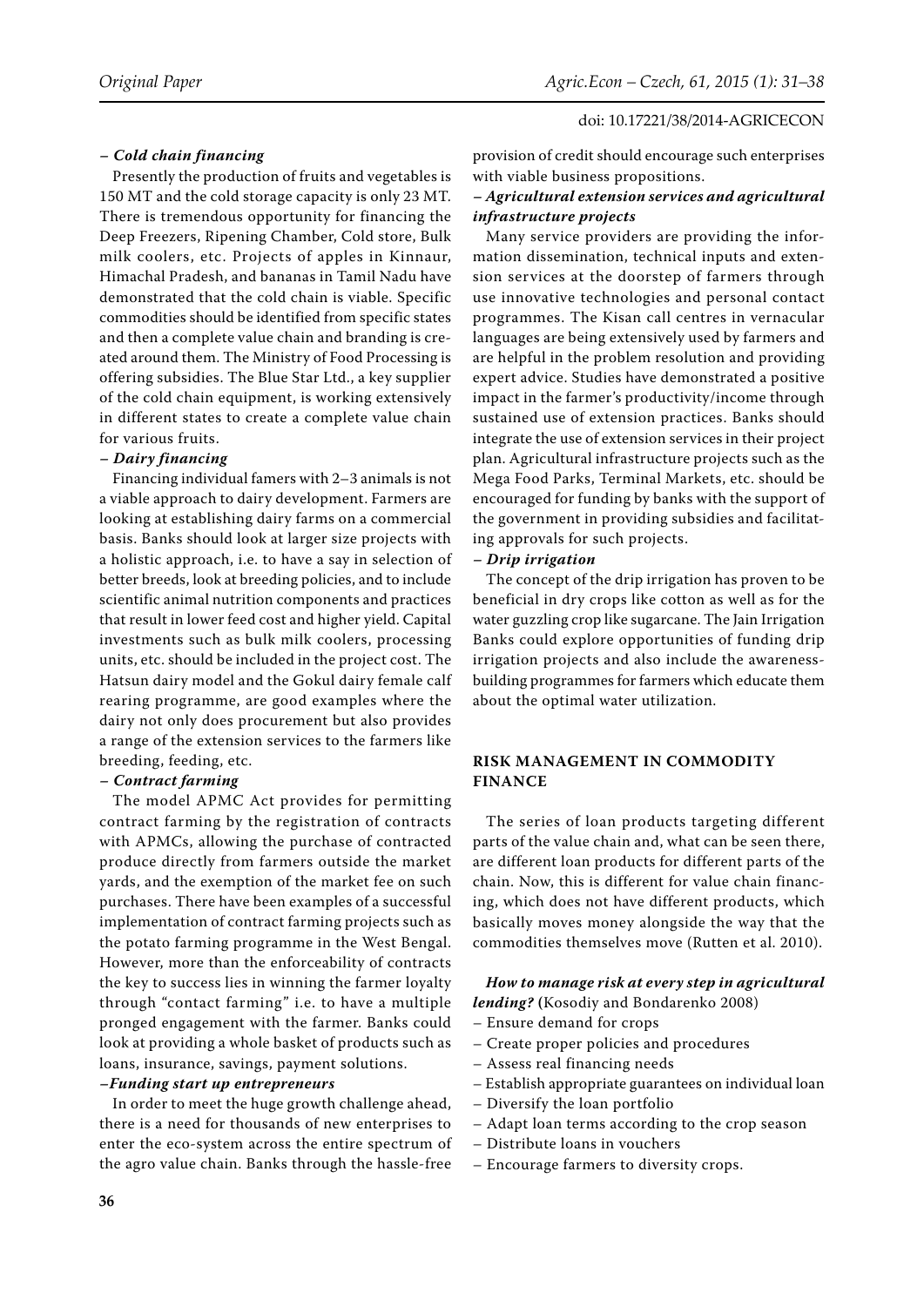**– *Cold chain financing***

Presently the production of fruits and vegetables is 150 MT and the cold storage capacity is only 23 MT. There is tremendous opportunity for financing the Deep Freezers, Ripening Chamber, Cold store, Bulk milk coolers, etc. Projects of apples in Kinnaur, Himachal Pradesh, and bananas in Tamil Nadu have demonstrated that the cold chain is viable. Specific commodities should be identified from specific states and then a complete value chain and branding is created around them. The Ministry of Food Processing is offering subsidies. The Blue Star Ltd., a key supplier of the cold chain equipment, is working extensively in different states to create a complete value chain for various fruits.

**– *Dairy financing***

Financing individual famers with 2–3 animals is not a viable approach to dairy development. Farmers are looking at establishing dairy farms on a commercial basis. Banks should look at larger size projects with a holistic approach, i.e. to have a say in selection of better breeds, look at breeding policies, and to include scientific animal nutrition components and practices that result in lower feed cost and higher yield. Capital investments such as bulk milk coolers, processing units, etc. should be included in the project cost. The Hatsun dairy model and the Gokul dairy female calf rearing programme, are good examples where the dairy not only does procurement but also provides a range of the extension services to the farmers like breeding, feeding, etc.

**– *Contract farming***

The model APMC Act provides for permitting contract farming by the registration of contracts with APMCs, allowing the purchase of contracted produce directly from farmers outside the market yards, and the exemption of the market fee on such purchases. There have been examples of a successful implementation of contract farming projects such as the potato farming programme in the West Bengal. However, more than the enforceability of contracts the key to success lies in winning the farmer loyalty through "contact farming" i.e. to have a multiple pronged engagement with the farmer. Banks could look at providing a whole basket of products such as loans, insurance, savings, payment solutions.

***–Funding start up entrepreneurs***

In order to meet the huge growth challenge ahead, there is a need for thousands of new enterprises to enter the eco-system across the entire spectrum of the agro value chain. Banks through the hassle-free provision of credit should encourage such enterprises with viable business propositions.

***– Agricultural extension services and agricultural infrastructure projects***

Many service providers are providing the information dissemination, technical inputs and extension services at the doorstep of farmers through use innovative technologies and personal contact programmes. The Kisan call centres in vernacular languages are being extensively used by farmers and are helpful in the problem resolution and providing expert advice. Studies have demonstrated a positive impact in the farmer's productivity/income through sustained use of extension practices. Banks should integrate the use of extension services in their project plan. Agricultural infrastructure projects such as the Mega Food Parks, Terminal Markets, etc. should be encouraged for funding by banks with the support of the government in providing subsidies and facilitating approvals for such projects.

**– *Drip irrigation***

The concept of the drip irrigation has proven to be beneficial in dry crops like cotton as well as for the water guzzling crop like sugarcane. The Jain Irrigation Banks could explore opportunities of funding drip irrigation projects and also include the awareness-building programmes for farmers which educate them about the optimal water utilization.

## RISK MANAGEMENT IN COMMODITY FINANCE

The series of loan products targeting different parts of the value chain and, what can be seen there, are different loan products for different parts of the chain. Now, this is different for value chain financing, which does not have different products, which basically moves money alongside the way that the commodities themselves move (Rutten et al. 2010).

***How to manage risk at every step in agricultural lending?*** (Kosodiy and Bondarenko 2008)

- Ensure demand for crops
- Create proper policies and procedures
- Assess real financing needs
- Establish appropriate guarantees on individual loan
- Diversify the loan portfolio
- Adapt loan terms according to the crop season
- Distribute loans in vouchers
- Encourage farmers to diversity crops.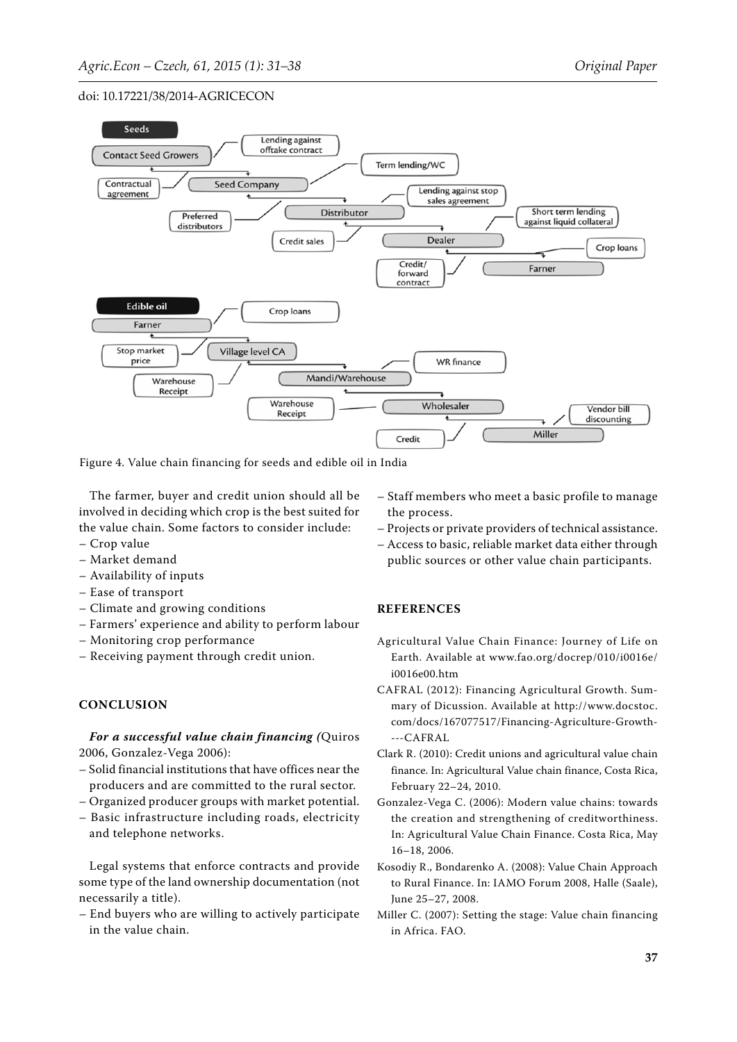Figure 4. Value chain financing for seeds and edible oil in India

The farmer, buyer and credit union should all be involved in deciding which crop is the best suited for the value chain. Some factors to consider include:
– Crop value
– Market demand
– Availability of inputs
– Ease of transport
– Climate and growing conditions
– Farmers' experience and ability to perform labour
– Monitoring crop performance
– Receiving payment through credit union.

## CONCLUSION

***For a successful value chain financing (****Quiros 2006, Gonzalez-Vega 2006):*
– Solid financial institutions that have offices near the producers and are committed to the rural sector.
– Organized producer groups with market potential.
– Basic infrastructure including roads, electricity and telephone networks.

Legal systems that enforce contracts and provide some type of the land ownership documentation (not necessarily a title).
– End buyers who are willing to actively participate in the value chain.
– Staff members who meet a basic profile to manage the process.
– Projects or private providers of technical assistance.
– Access to basic, reliable market data either through public sources or other value chain participants.

## REFERENCES

Agricultural Value Chain Finance: Journey of Life on Earth. Available at www.fao.org/docrep/010/i0016e/i0016e00.htm

CAFRAL (2012): Financing Agricultural Growth. Summary of Dicussion. Available at http://www.docstoc.com/docs/167077517/Financing-Agriculture-Growth----CAFRAL

Clark R. (2010): Credit unions and agricultural value chain finance. In: Agricultural Value chain finance, Costa Rica, February 22–24, 2010.

Gonzalez-Vega C. (2006): Modern value chains: towards the creation and strengthening of creditworthiness. In: Agricultural Value Chain Finance. Costa Rica, May 16–18, 2006.

Kosodiy R., Bondarenko A. (2008): Value Chain Approach to Rural Finance. In: IAMO Forum 2008, Halle (Saale), June 25–27, 2008.

Miller C. (2007): Setting the stage: Value chain financing in Africa. FAO.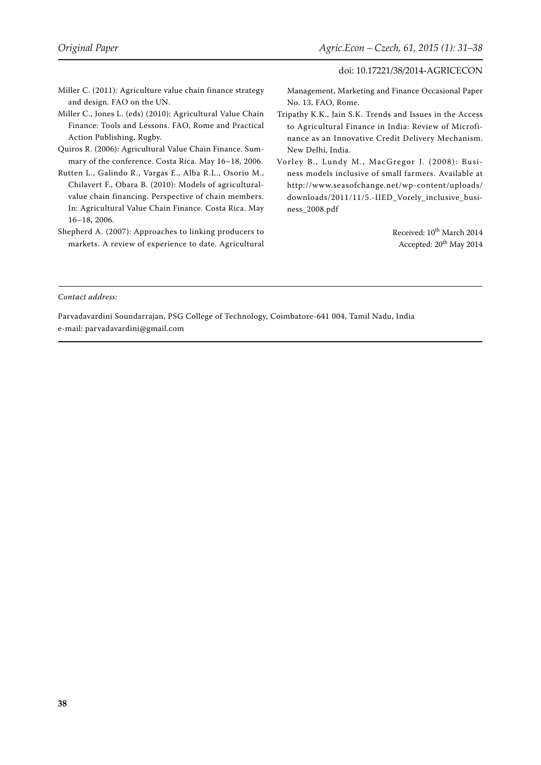Miller C. (2011): Agriculture value chain finance strategy and design. FAO on the UN.

Miller C., Jones L. (eds) (2010): Agricultural Value Chain Finance: Tools and Lessons. FAO, Rome and Practical Action Publishing, Rugby.

Quiros R. (2006): Agricultural Value Chain Finance. Summary of the conference. Costa Rica. May 16–18, 2006.

Rutten L., Galindo R., Vargas E., Alba R.L., Osorio M., Chilavert F., Obara B. (2010): Models of agricultural-value chain financing. Perspective of chain members. In: Agricultural Value Chain Finance. Costa Rica. May 16–18, 2006.

Shepherd A. (2007): Approaches to linking producers to markets. A review of experience to date. Agricultural Management, Marketing and Finance Occasional Paper No. 13, FAO, Rome.

Tripathy K.K., Jain S.K. Trends and Issues in the Access to Agricultural Finance in India: Review of Microfinance as an Innovative Credit Delivery Mechanism. New Delhi, India.

Vorley B., Lundy M., MacGregor J. (2008): Business models inclusive of small farmers. Available at http://www.seasofchange.net/wp-content/uploads/downloads/2011/11/5.-IIED_Vorely_inclusive_business_2008.pdf

Received: 10th March 2014
Accepted: 20th May 2014

*Contact address:*

Parvadavardini Soundarrajan, PSG College of Technology, Coimbatore-641 004, Tamil Nadu, India
e-mail: parvadavardini@gmail.com